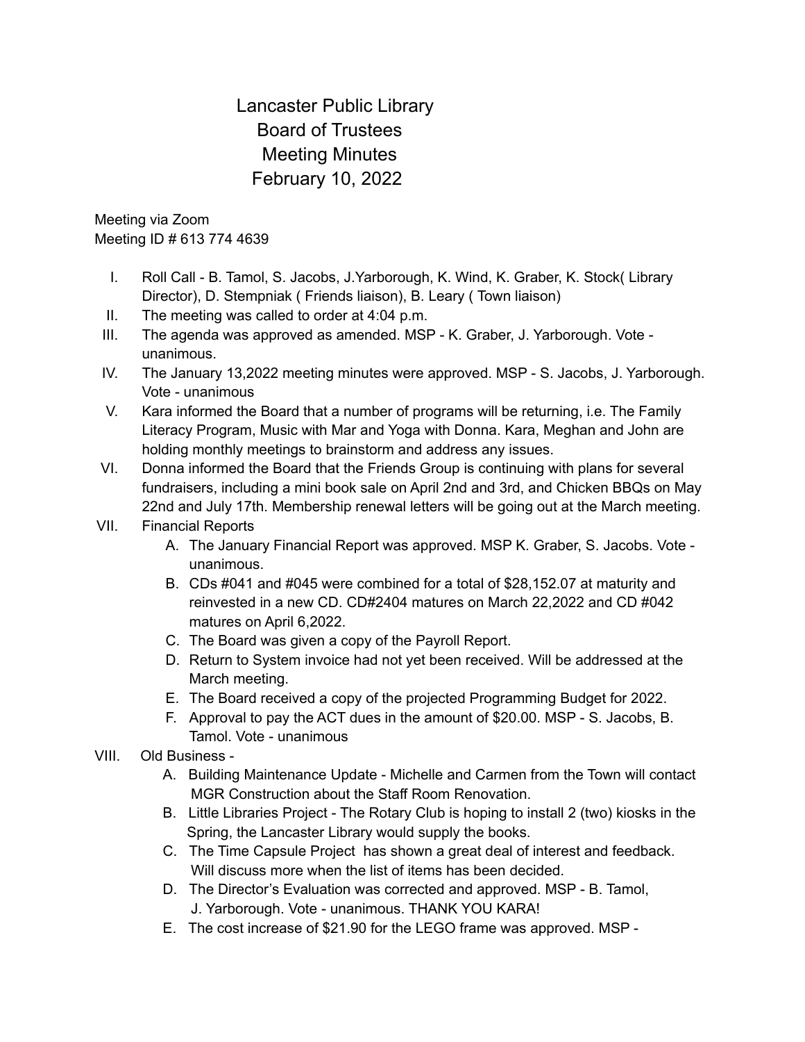# Lancaster Public Library
## Board of Trustees
## Meeting Minutes
## February 10, 2022

Meeting via Zoom
Meeting ID # 613 774 4639

I. Roll Call - B. Tamol, S. Jacobs, J.Yarborough, K. Wind, K. Graber, K. Stock( Library Director), D. Stempniak ( Friends liaison), B. Leary ( Town liaison)
II. The meeting was called to order at 4:04 p.m.
III. The agenda was approved as amended. MSP - K. Graber, J. Yarborough. Vote - unanimous.
IV. The January 13,2022 meeting minutes were approved. MSP - S. Jacobs, J. Yarborough. Vote - unanimous
V. Kara informed the Board that a number of programs will be returning, i.e. The Family Literacy Program, Music with Mar and Yoga with Donna. Kara, Meghan and John are holding monthly meetings to brainstorm and address any issues.
VI. Donna informed the Board that the Friends Group is continuing with plans for several fundraisers, including a mini book sale on April 2nd and 3rd, and Chicken BBQs on May 22nd and July 17th. Membership renewal letters will be going out at the March meeting.
VII. Financial Reports
   A. The January Financial Report was approved. MSP K. Graber, S. Jacobs. Vote - unanimous.
   B. CDs #041 and #045 were combined for a total of $28,152.07 at maturity and reinvested in a new CD. CD#2404 matures on March 22,2022 and CD #042 matures on April 6,2022.
   C. The Board was given a copy of the Payroll Report.
   D. Return to System invoice had not yet been received. Will be addressed at the March meeting.
   E. The Board received a copy of the projected Programming Budget for 2022.
   F. Approval to pay the ACT dues in the amount of $20.00. MSP - S. Jacobs, B. Tamol. Vote - unanimous
VIII. Old Business -
   A. Building Maintenance Update - Michelle and Carmen from the Town will contact MGR Construction about the Staff Room Renovation.
   B. Little Libraries Project - The Rotary Club is hoping to install 2 (two) kiosks in the Spring, the Lancaster Library would supply the books.
   C. The Time Capsule Project has shown a great deal of interest and feedback. Will discuss more when the list of items has been decided.
   D. The Director's Evaluation was corrected and approved. MSP - B. Tamol, J. Yarborough. Vote - unanimous. THANK YOU KARA!
   E. The cost increase of $21.90 for the LEGO frame was approved. MSP -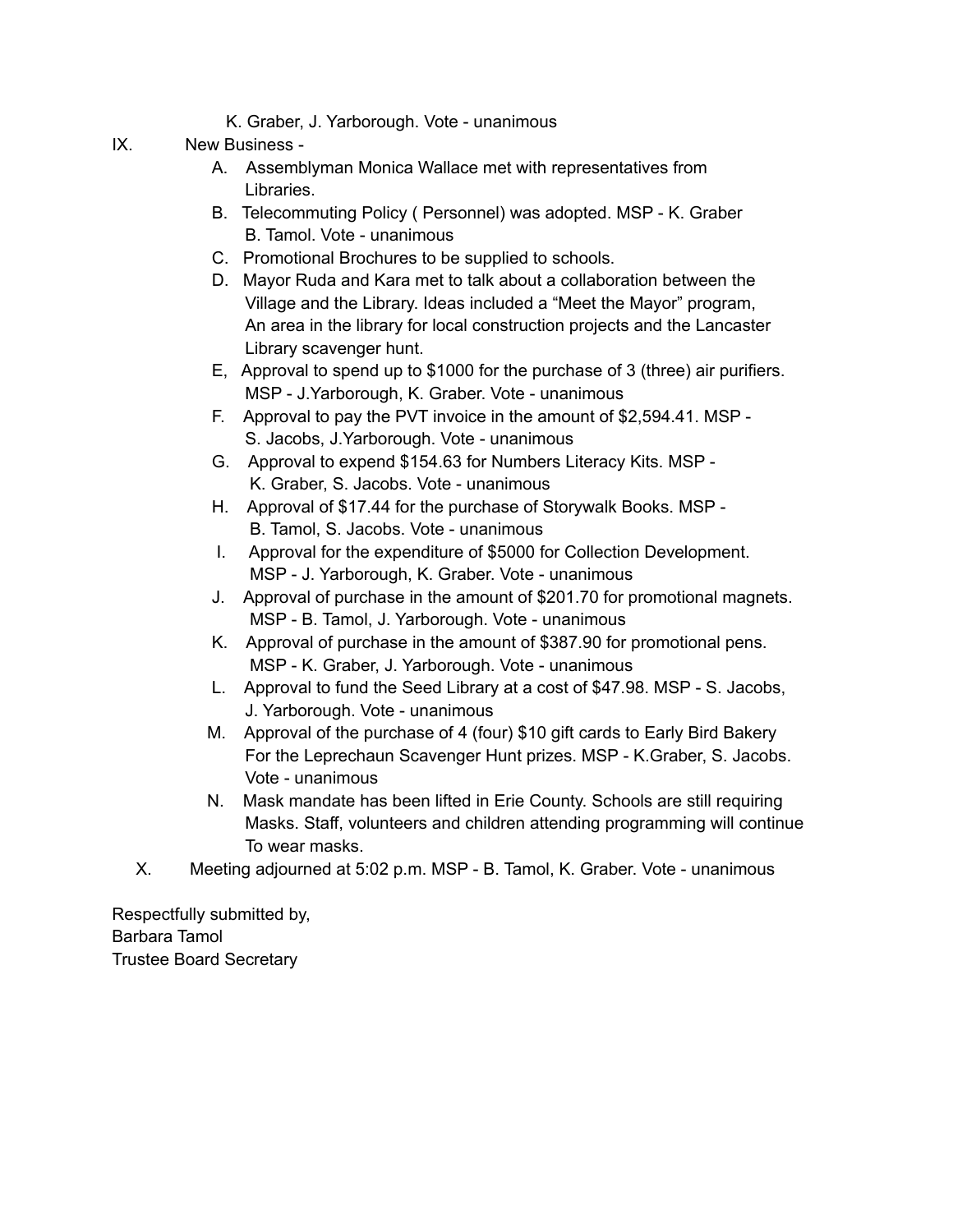K. Graber, J. Yarborough. Vote - unanimous

IX. New Business -

A. Assemblyman Monica Wallace met with representatives from Libraries.

B. Telecommuting Policy ( Personnel) was adopted. MSP - K. Graber B. Tamol. Vote - unanimous

C. Promotional Brochures to be supplied to schools.

D. Mayor Ruda and Kara met to talk about a collaboration between the Village and the Library. Ideas included a "Meet the Mayor" program, An area in the library for local construction projects and the Lancaster Library scavenger hunt.

E, Approval to spend up to $1000 for the purchase of 3 (three) air purifiers. MSP - J.Yarborough, K. Graber. Vote - unanimous

F. Approval to pay the PVT invoice in the amount of $2,594.41. MSP - S. Jacobs, J.Yarborough. Vote - unanimous

G. Approval to expend $154.63 for Numbers Literacy Kits. MSP - K. Graber, S. Jacobs. Vote - unanimous

H. Approval of $17.44 for the purchase of Storywalk Books. MSP - B. Tamol, S. Jacobs. Vote - unanimous

I. Approval for the expenditure of $5000 for Collection Development. MSP - J. Yarborough, K. Graber. Vote - unanimous

J. Approval of purchase in the amount of $201.70 for promotional magnets. MSP - B. Tamol, J. Yarborough. Vote - unanimous

K. Approval of purchase in the amount of $387.90 for promotional pens. MSP - K. Graber, J. Yarborough. Vote - unanimous

L. Approval to fund the Seed Library at a cost of $47.98. MSP - S. Jacobs, J. Yarborough. Vote - unanimous

M. Approval of the purchase of 4 (four) $10 gift cards to Early Bird Bakery For the Leprechaun Scavenger Hunt prizes. MSP - K.Graber, S. Jacobs. Vote - unanimous

N. Mask mandate has been lifted in Erie County. Schools are still requiring Masks. Staff, volunteers and children attending programming will continue To wear masks.

X. Meeting adjourned at 5:02 p.m. MSP - B. Tamol, K. Graber. Vote - unanimous

Respectfully submitted by,
Barbara Tamol
Trustee Board Secretary